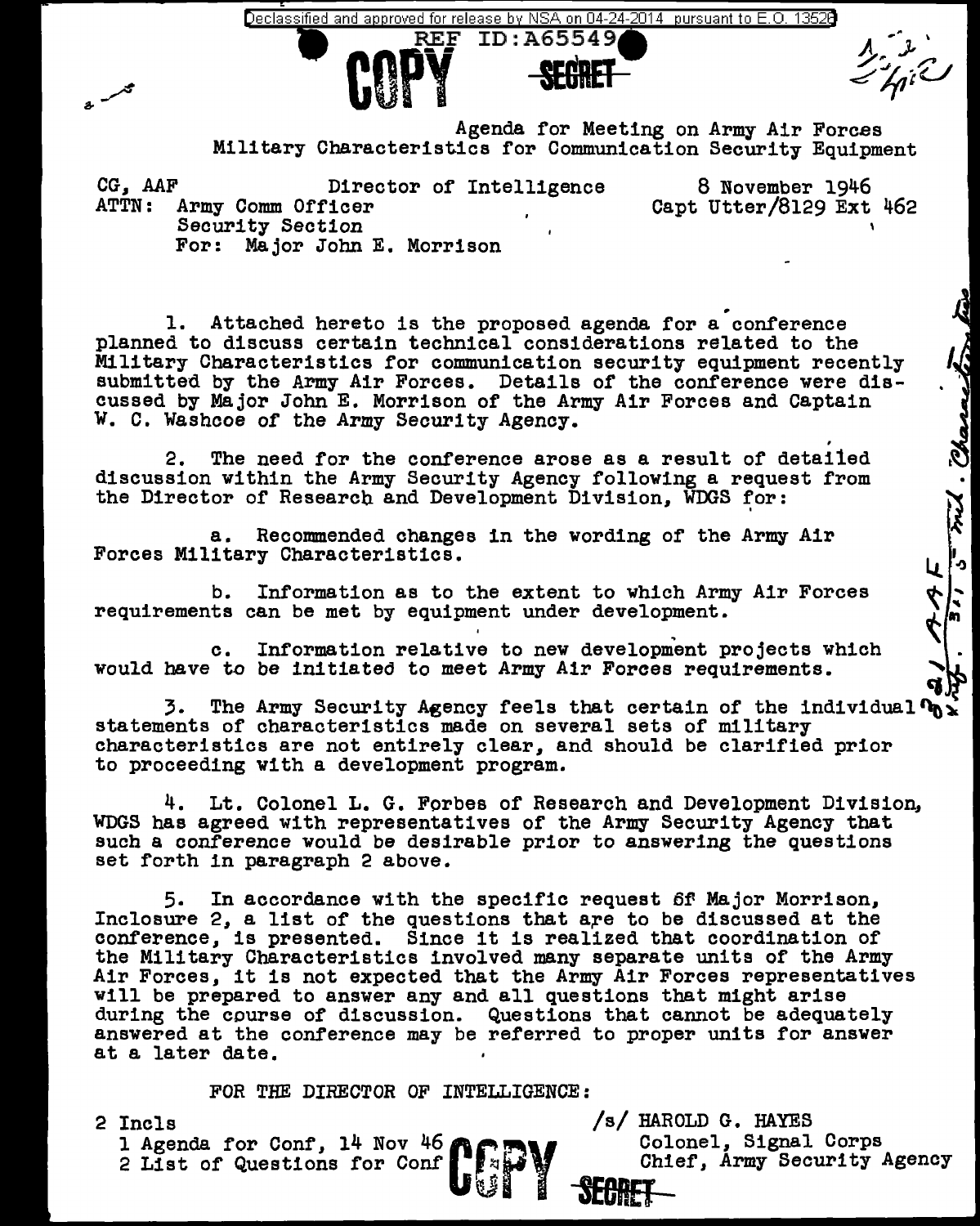Declassified and approved for release by NSA on 04-24-2014 pursuant to E.O. 13526

REF ID:A65549

COPY SECRET

Agenda for Meeting on Army Air Forces Military Characteristics for Communication Security Equipment

CG, AAF Director of Intelligence 8 November 1946
ATTN: Army Comm Officer Capt Utter/8129 Ext 462
Security Section
For: Major John E. Morrison

1. Attached hereto is the proposed agenda for a conference planned to discuss certain technical considerations related to the Military Characteristics for communication security equipment recently submitted by the Army Air Forces. Details of the conference were discussed by Major John E. Morrison of the Army Air Forces and Captain W. C. Washcoe of the Army Security Agency.

2. The need for the conference arose as a result of detailed discussion within the Army Security Agency following a request from the Director of Research and Development Division, WDGS for:

a. Recommended changes in the wording of the Army Air Forces Military Characteristics.

b. Information as to the extent to which Army Air Forces requirements can be met by equipment under development.

c. Information relative to new development projects which would have to be initiated to meet Army Air Forces requirements.

3. The Army Security Agency feels that certain of the individual statements of characteristics made on several sets of military characteristics are not entirely clear, and should be clarified prior to proceeding with a development program.

4. Lt. Colonel L. G. Forbes of Research and Development Division, WDGS has agreed with representatives of the Army Security Agency that such a conference would be desirable prior to answering the questions set forth in paragraph 2 above.

5. In accordance with the specific request of Major Morrison, Inclosure 2, a list of the questions that are to be discussed at the conference, is presented. Since it is realized that coordination of the Military Characteristics involved many separate units of the Army Air Forces, it is not expected that the Army Air Forces representatives will be prepared to answer any and all questions that might arise during the course of discussion. Questions that cannot be adequately answered at the conference may be referred to proper units for answer at a later date.

FOR THE DIRECTOR OF INTELLIGENCE:

2 Incls
1 Agenda for Conf, 14 Nov 46
2 List of Questions for Conf

/s/ HAROLD G. HAYES
Colonel, Signal Corps
Chief, Army Security Agency

COPY SECRET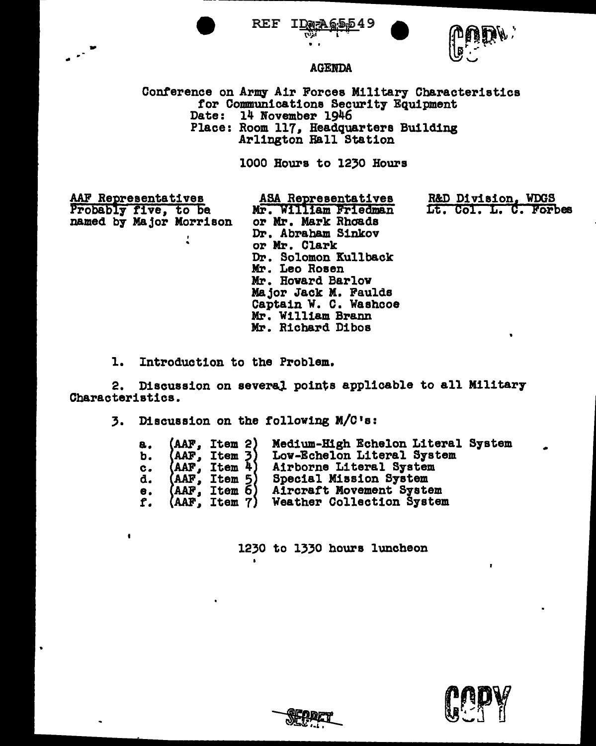REF ID:A65549

COPY

## AGENDA

Conference on Army Air Forces Military Characteristics
for Communications Security Equipment
Date: 14 November 1946
Place: Room 117, Headquarters Building
Arlington Hall Station

1000 Hours to 1230 Hours

| AAF Representatives | ASA Representatives | R&D Division, WDGS |
|---|---|---|
| Probably five, to be named by Major Morrison | Mr. William Friedman or Mr. Mark Rhoads | Lt. Col. L. C. Forbes |
| | Dr. Abraham Sinkov or Mr. Clark | |
| | Dr. Solomon Kullback | |
| | Mr. Leo Rosen | |
| | Mr. Howard Barlow | |
| | Major Jack M. Faulds | |
| | Captain W. C. Washcoe | |
| | Mr. William Brann | |
| | Mr. Richard Dibos | |

1. Introduction to the Problem.

2. Discussion on several points applicable to all Military Characteristics.

3. Discussion on the following M/C's:

   a. (AAF, Item 2) Medium-High Echelon Literal System
   b. (AAF, Item 3) Low-Echelon Literal System
   c. (AAF, Item 4) Airborne Literal System
   d. (AAF, Item 5) Special Mission System
   e. (AAF, Item 6) Aircraft Movement System
   f. (AAF, Item 7) Weather Collection System

1230 to 1330 hours luncheon

SECRET

COPY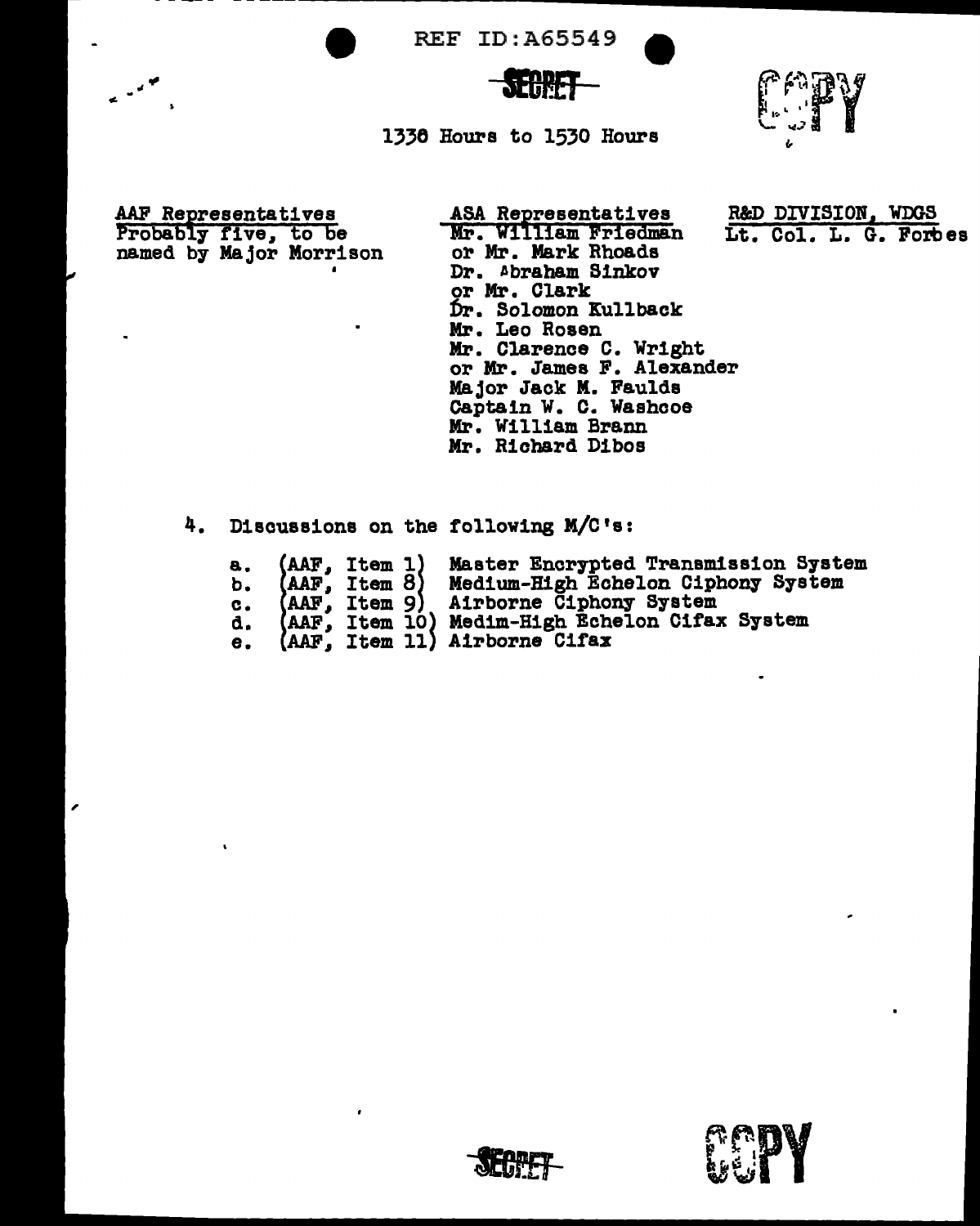REF ID:A65549

SECRET

COPY

1330 Hours to 1530 Hours

| AAF Representatives | ASA Representatives | R&D DIVISION, WDGS |
|---|---|---|
| Probably five, to be named by Major Morrison | Mr. William Friedman or Mr. Mark Rhoads | Lt. Col. L. G. Forbes |
| | Dr. Abraham Sinkov or Mr. Clark | |
| | Dr. Solomon Kullback | |
| | Mr. Leo Rosen | |
| | Mr. Clarence C. Wright or Mr. James F. Alexander | |
| | Major Jack M. Faulds | |
| | Captain W. C. Washcoe | |
| | Mr. William Brann | |
| | Mr. Richard Dibos | |

4. Discussions on the following M/C's:

   a. (AAF, Item 1) Master Encrypted Transmission System
   b. (AAF, Item 8) Medium-High Echelon Ciphony System
   c. (AAF, Item 9) Airborne Ciphony System
   d. (AAF, Item 10) Medim-High Echelon Cifax System
   e. (AAF, Item 11) Airborne Cifax

SECRET

COPY